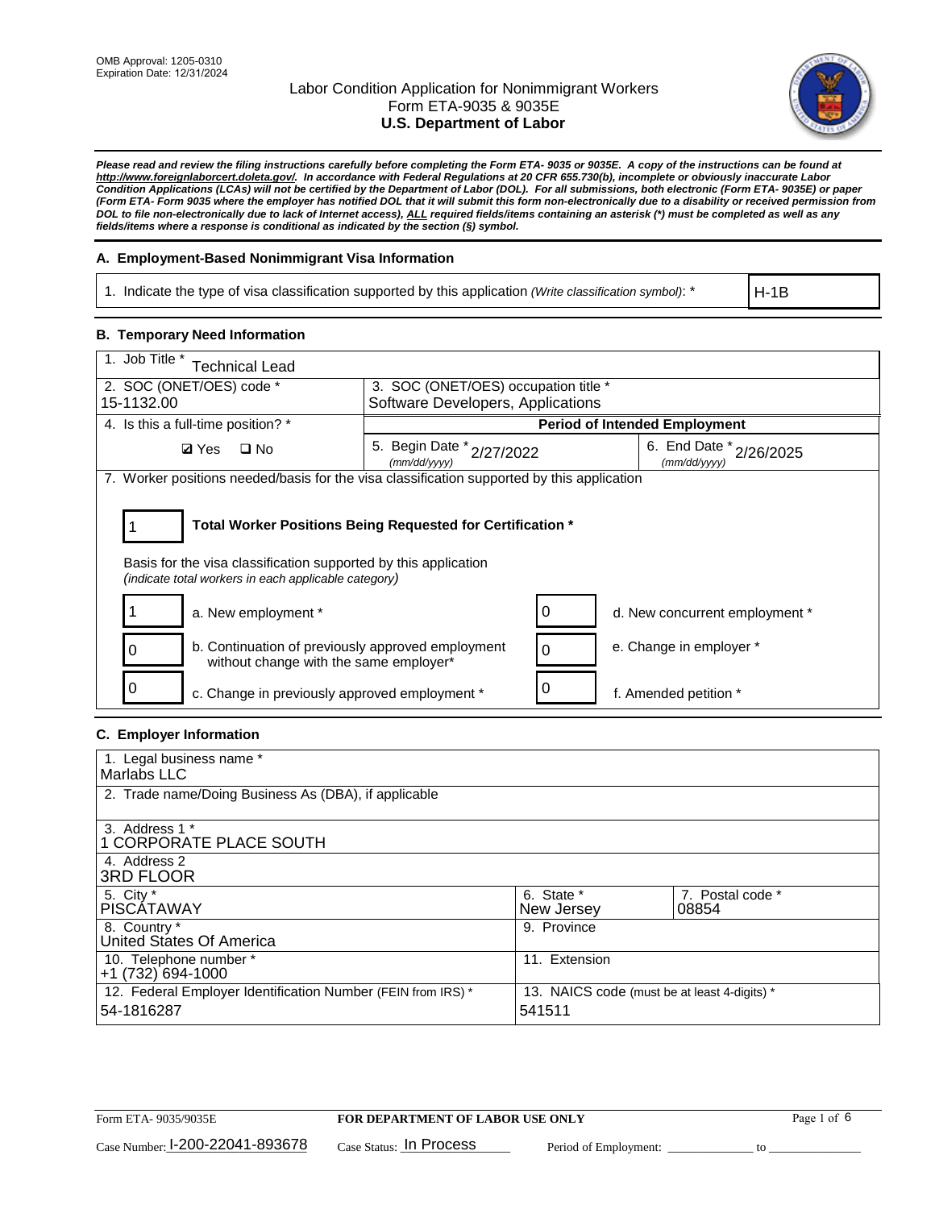OMB Approval: 1205-0310
Expiration Date: 12/31/2024

# Labor Condition Application for Nonimmigrant Workers
## Form ETA-9035 & 9035E
## U.S. Department of Labor

***Please read and review the filing instructions carefully before completing the Form ETA- 9035 or 9035E. A copy of the instructions can be found at http://www.foreignlaborcert.doleta.gov/. In accordance with Federal Regulations at 20 CFR 655.730(b), incomplete or obviously inaccurate Labor Condition Applications (LCAs) will not be certified by the Department of Labor (DOL). For all submissions, both electronic (Form ETA- 9035E) or paper (Form ETA- Form 9035 where the employer has notified DOL that it will submit this form non-electronically due to a disability or received permission from DOL to file non-electronically due to lack of Internet access), ALL required fields/items containing an asterisk (*) must be completed as well as any fields/items where a response is conditional as indicated by the section (§) symbol.***

### A. Employment-Based Nonimmigrant Visa Information

| 1. Indicate the type of visa classification supported by this application *(Write classification symbol)*: * | H-1B |
|---|---|

### B. Temporary Need Information

| 1. Job Title * Technical Lead | | |
|---|---|---|
| 2. SOC (ONET/OES) code * 15-1132.00 | 3. SOC (ONET/OES) occupation title * Software Developers, Applications | |
| 4. Is this a full-time position? * | **Period of Intended Employment** | |
| ☑ Yes ☐ No | 5. Begin Date * *(mm/dd/yyyy)* 2/27/2022 | 6. End Date * *(mm/dd/yyyy)* 2/26/2025 |

7. Worker positions needed/basis for the visa classification supported by this application

**1 — Total Worker Positions Being Requested for Certification ***

Basis for the visa classification supported by this application
*(indicate total workers in each applicable category)*

| Count | Category | Count | Category |
|---|---|---|---|
| 1 | a. New employment * | 0 | d. New concurrent employment * |
| 0 | b. Continuation of previously approved employment without change with the same employer* | 0 | e. Change in employer * |
| 0 | c. Change in previously approved employment * | 0 | f. Amended petition * |

### C. Employer Information

| 1. Legal business name * Marlabs LLC | | |
|---|---|---|
| 2. Trade name/Doing Business As (DBA), if applicable | | |
| 3. Address 1 * 1 CORPORATE PLACE SOUTH | | |
| 4. Address 2 3RD FLOOR | | |
| 5. City * PISCATAWAY | 6. State * New Jersey | 7. Postal code * 08854 |
| 8. Country * United States Of America | 9. Province | |
| 10. Telephone number * +1 (732) 694-1000 | 11. Extension | |
| 12. Federal Employer Identification Number (FEIN from IRS) * 54-1816287 | 13. NAICS code (must be at least 4-digits) * 541511 | |

Form ETA- 9035/9035E — **FOR DEPARTMENT OF LABOR USE ONLY**

Case Number: I-200-22041-893678 Case Status: In Process Period of Employment: ______________ to ______________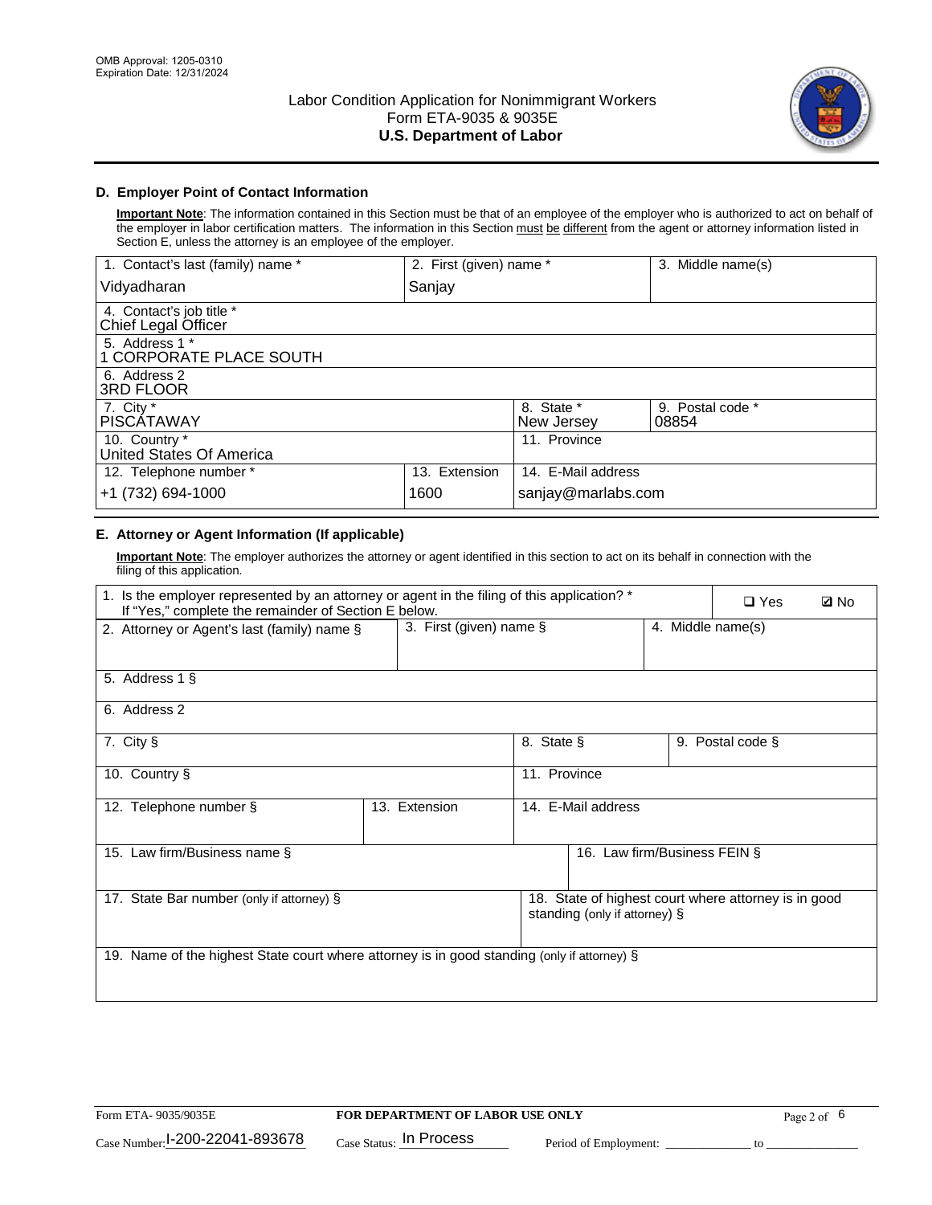OMB Approval: 1205-0310
Expiration Date: 12/31/2024

# Labor Condition Application for Nonimmigrant Workers
Form ETA-9035 & 9035E
**U.S. Department of Labor**

## D. Employer Point of Contact Information

**Important Note**: The information contained in this Section must be that of an employee of the employer who is authorized to act on behalf of the employer in labor certification matters. The information in this Section must be different from the agent or attorney information listed in Section E, unless the attorney is an employee of the employer.

| 1. Contact's last (family) name * | 2. First (given) name * | 3. Middle name(s) |
|---|---|---|
| Vidyadharan | Sanjay | |

| 4. Contact's job title * |
|---|
| Chief Legal Officer |
| **5. Address 1 *** |
| 1 CORPORATE PLACE SOUTH |
| **6. Address 2** |
| 3RD FLOOR |

| 7. City * | 8. State * | 9. Postal code * |
|---|---|---|
| PISCATAWAY | New Jersey | 08854 |

| 10. Country * | 11. Province |
|---|---|
| United States Of America | |

| 12. Telephone number * | 13. Extension | 14. E-Mail address |
|---|---|---|
| +1 (732) 694-1000 | 1600 | sanjay@marlabs.com |

## E. Attorney or Agent Information (If applicable)

**Important Note**: The employer authorizes the attorney or agent identified in this section to act on its behalf in connection with the filing of this application.

| 1. Is the employer represented by an attorney or agent in the filing of this application? * If "Yes," complete the remainder of Section E below. | ❑ Yes | ☑ No |
|---|---|---|

| 2. Attorney or Agent's last (family) name § | 3. First (given) name § | 4. Middle name(s) |
|---|---|---|
| | | |

| 5. Address 1 § |
|---|
| |
| **6. Address 2** |
| |

| 7. City § | 8. State § | 9. Postal code § |
|---|---|---|
| | | |

| 10. Country § | 11. Province |
|---|---|
| | |

| 12. Telephone number § | 13. Extension | 14. E-Mail address |
|---|---|---|
| | | |

| 15. Law firm/Business name § | 16. Law firm/Business FEIN § |
|---|---|
| | |

| 17. State Bar number (only if attorney) § | 18. State of highest court where attorney is in good standing (only if attorney) § |
|---|---|
| | |

| 19. Name of the highest State court where attorney is in good standing (only if attorney) § |
|---|
| |

Form ETA- 9035/9035E | FOR DEPARTMENT OF LABOR USE ONLY

Case Number: I-200-22041-893678 Case Status: In Process Period of Employment: _____________ to _______________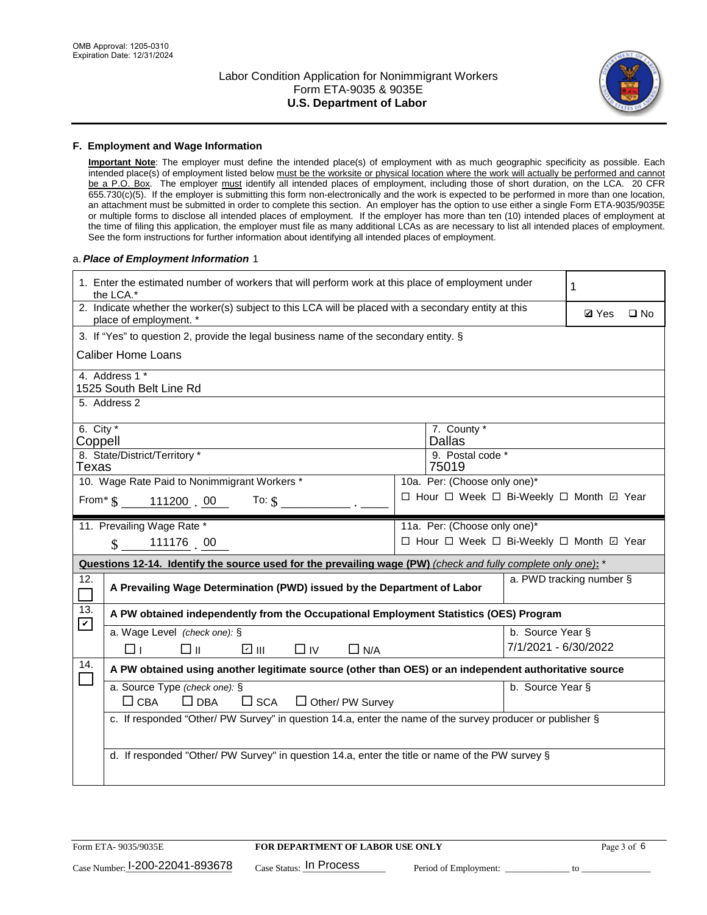OMB Approval: 1205-0310
Expiration Date: 12/31/2024

# Labor Condition Application for Nonimmigrant Workers
## Form ETA-9035 & 9035E
## U.S. Department of Labor

### F. Employment and Wage Information

**Important Note**: The employer must define the intended place(s) of employment with as much geographic specificity as possible. Each intended place(s) of employment listed below must be the worksite or physical location where the work will actually be performed and cannot be a P.O. Box. The employer must identify all intended places of employment, including those of short duration, on the LCA. 20 CFR 655.730(c)(5). If the employer is submitting this form non-electronically and the work is expected to be performed in more than one location, an attachment must be submitted in order to complete this section. An employer has the option to use either a single Form ETA-9035/9035E or multiple forms to disclose all intended places of employment. If the employer has more than ten (10) intended places of employment at the time of filing this application, the employer must file as many additional LCAs as are necessary to list all intended places of employment. See the form instructions for further information about identifying all intended places of employment.

a. ***Place of Employment Information*** 1

| | |
|---|---|
| 1. Enter the estimated number of workers that will perform work at this place of employment under the LCA.* | 1 |
| 2. Indicate whether the worker(s) subject to this LCA will be placed with a secondary entity at this place of employment. * | ☑ Yes ☐ No |
| 3. If "Yes" to question 2, provide the legal business name of the secondary entity. § Caliber Home Loans | |
| 4. Address 1 * 1525 South Belt Line Rd | |
| 5. Address 2 | |
| 6. City * Coppell | 7. County * Dallas |
| 8. State/District/Territory * Texas | 9. Postal code * 75019 |
| 10. Wage Rate Paid to Nonimmigrant Workers * From* $ 111200 . 00 To: $ ______ . ____ | 10a. Per: (Choose only one)* ☐ Hour ☐ Week ☐ Bi-Weekly ☐ Month ☑ Year |
| 11. Prevailing Wage Rate * $ 111176 . 00 | 11a. Per: (Choose only one)* ☐ Hour ☐ Week ☐ Bi-Weekly ☐ Month ☑ Year |

**Questions 12-14. Identify the source used for the prevailing wage (PW)** *(check and fully complete only one)*: *

| | | |
|---|---|---|
| 12. ☐ | **A Prevailing Wage Determination (PWD) issued by the Department of Labor** | a. PWD tracking number § |
| 13. ☑ | **A PW obtained independently from the Occupational Employment Statistics (OES) Program** | |
| | a. Wage Level *(check one)*: § ☐ I ☐ II ☑ III ☐ IV ☐ N/A | b. Source Year § 7/1/2021 - 6/30/2022 |
| 14. ☐ | **A PW obtained using another legitimate source (other than OES) or an independent authoritative source** | |
| | a. Source Type *(check one)*: § ☐ CBA ☐ DBA ☐ SCA ☐ Other/ PW Survey | b. Source Year § |
| | c. If responded "Other/ PW Survey" in question 14.a, enter the name of the survey producer or publisher § | |
| | d. If responded "Other/ PW Survey" in question 14.a, enter the title or name of the PW survey § | |

Form ETA- 9035/9035E — **FOR DEPARTMENT OF LABOR USE ONLY**

Case Number: I-200-22041-893678 Case Status: In Process Period of Employment: ____________ to ____________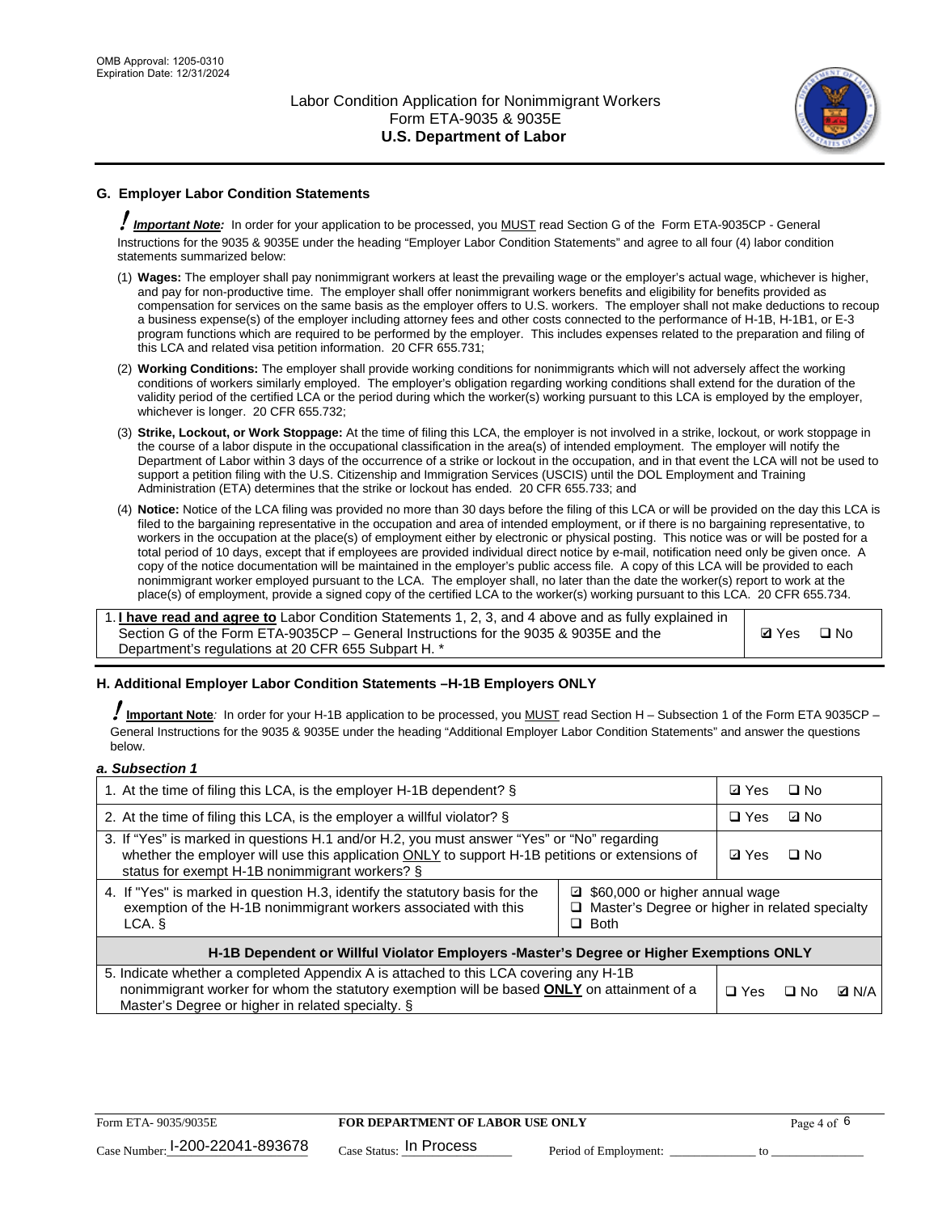## G. Employer Labor Condition Statements

**! *Important Note:*** In order for your application to be processed, you MUST read Section G of the Form ETA-9035CP - General Instructions for the 9035 & 9035E under the heading "Employer Labor Condition Statements" and agree to all four (4) labor condition statements summarized below:

(1) **Wages:** The employer shall pay nonimmigrant workers at least the prevailing wage or the employer's actual wage, whichever is higher, and pay for non-productive time. The employer shall offer nonimmigrant workers benefits and eligibility for benefits provided as compensation for services on the same basis as the employer offers to U.S. workers. The employer shall not make deductions to recoup a business expense(s) of the employer including attorney fees and other costs connected to the performance of H-1B, H-1B1, or E-3 program functions which are required to be performed by the employer. This includes expenses related to the preparation and filing of this LCA and related visa petition information. 20 CFR 655.731;

(2) **Working Conditions:** The employer shall provide working conditions for nonimmigrants which will not adversely affect the working conditions of workers similarly employed. The employer's obligation regarding working conditions shall extend for the duration of the validity period of the certified LCA or the period during which the worker(s) working pursuant to this LCA is employed by the employer, whichever is longer. 20 CFR 655.732;

(3) **Strike, Lockout, or Work Stoppage:** At the time of filing this LCA, the employer is not involved in a strike, lockout, or work stoppage in the course of a labor dispute in the occupational classification in the area(s) of intended employment. The employer will notify the Department of Labor within 3 days of the occurrence of a strike or lockout in the occupation, and in that event the LCA will not be used to support a petition filing with the U.S. Citizenship and Immigration Services (USCIS) until the DOL Employment and Training Administration (ETA) determines that the strike or lockout has ended. 20 CFR 655.733; and

(4) **Notice:** Notice of the LCA filing was provided no more than 30 days before the filing of this LCA or will be provided on the day this LCA is filed to the bargaining representative in the occupation and area of intended employment, or if there is no bargaining representative, to workers in the occupation at the place(s) of employment either by electronic or physical posting. This notice was or will be posted for a total period of 10 days, except that if employees are provided individual direct notice by e-mail, notification need only be given once. A copy of the notice documentation will be maintained in the employer's public access file. A copy of this LCA will be provided to each nonimmigrant worker employed pursuant to the LCA. The employer shall, no later than the date the worker(s) report to work at the place(s) of employment, provide a signed copy of the certified LCA to the worker(s) working pursuant to this LCA. 20 CFR 655.734.

| | |
|---|---|
| 1. **I have read and agree to** Labor Condition Statements 1, 2, 3, and 4 above and as fully explained in Section G of the Form ETA-9035CP – General Instructions for the 9035 & 9035E and the Department's regulations at 20 CFR 655 Subpart H. * | ☑ Yes ☐ No |

## H. Additional Employer Labor Condition Statements –H-1B Employers ONLY

**! Important Note**: In order for your H-1B application to be processed, you MUST read Section H – Subsection 1 of the Form ETA 9035CP – General Instructions for the 9035 & 9035E under the heading "Additional Employer Labor Condition Statements" and answer the questions below.

***a. Subsection 1***

| | |
|---|---|
| 1. At the time of filing this LCA, is the employer H-1B dependent? § | ☑ Yes ☐ No |
| 2. At the time of filing this LCA, is the employer a willful violator? § | ☐ Yes ☑ No |
| 3. If "Yes" is marked in questions H.1 and/or H.2, you must answer "Yes" or "No" regarding whether the employer will use this application ONLY to support H-1B petitions or extensions of status for exempt H-1B nonimmigrant workers? § | ☑ Yes ☐ No |
| 4. If "Yes" is marked in question H.3, identify the statutory basis for the exemption of the H-1B nonimmigrant workers associated with this LCA. § | ☑ $60,000 or higher annual wage<br>☐ Master's Degree or higher in related specialty<br>☐ Both |
| **H-1B Dependent or Willful Violator Employers -Master's Degree or Higher Exemptions ONLY** | |
| 5. Indicate whether a completed Appendix A is attached to this LCA covering any H-1B nonimmigrant worker for whom the statutory exemption will be based **ONLY** on attainment of a Master's Degree or higher in related specialty. § | ☐ Yes ☐ No ☑ N/A |

Form ETA- 9035/9035E | **FOR DEPARTMENT OF LABOR USE ONLY**

Case Number: I-200-22041-893678 Case Status: In Process Period of Employment: _____________ to _______________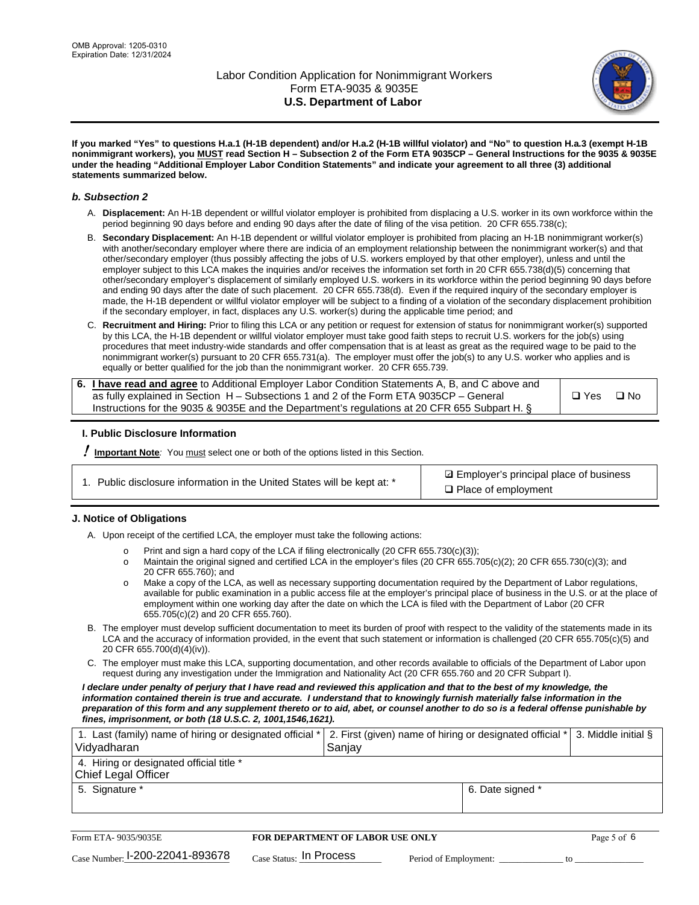**If you marked "Yes" to questions H.a.1 (H-1B dependent) and/or H.a.2 (H-1B willful violator) and "No" to question H.a.3 (exempt H-1B nonimmigrant workers), you MUST read Section H – Subsection 2 of the Form ETA 9035CP – General Instructions for the 9035 & 9035E under the heading "Additional Employer Labor Condition Statements" and indicate your agreement to all three (3) additional statements summarized below.**

### *b. Subsection 2*

A. **Displacement:** An H-1B dependent or willful violator employer is prohibited from displacing a U.S. worker in its own workforce within the period beginning 90 days before and ending 90 days after the date of filing of the visa petition. 20 CFR 655.738(c);

B. **Secondary Displacement:** An H-1B dependent or willful violator employer is prohibited from placing an H-1B nonimmigrant worker(s) with another/secondary employer where there are indicia of an employment relationship between the nonimmigrant worker(s) and that other/secondary employer (thus possibly affecting the jobs of U.S. workers employed by that other employer), unless and until the employer subject to this LCA makes the inquiries and/or receives the information set forth in 20 CFR 655.738(d)(5) concerning that other/secondary employer's displacement of similarly employed U.S. workers in its workforce within the period beginning 90 days before and ending 90 days after the date of such placement. 20 CFR 655.738(d). Even if the required inquiry of the secondary employer is made, the H-1B dependent or willful violator employer will be subject to a finding of a violation of the secondary displacement prohibition if the secondary employer, in fact, displaces any U.S. worker(s) during the applicable time period; and

C. **Recruitment and Hiring:** Prior to filing this LCA or any petition or request for extension of status for nonimmigrant worker(s) supported by this LCA, the H-1B dependent or willful violator employer must take good faith steps to recruit U.S. workers for the job(s) using procedures that meet industry-wide standards and offer compensation that is at least as great as the required wage to be paid to the nonimmigrant worker(s) pursuant to 20 CFR 655.731(a). The employer must offer the job(s) to any U.S. worker who applies and is equally or better qualified for the job than the nonimmigrant worker. 20 CFR 655.739.

| 6. **I have read and agree** to Additional Employer Labor Condition Statements A, B, and C above and as fully explained in Section H – Subsections 1 and 2 of the Form ETA 9035CP – General Instructions for the 9035 & 9035E and the Department's regulations at 20 CFR 655 Subpart H. § | ❑ Yes ❑ No |
|---|---|

### I. Public Disclosure Information

**!** **Important Note***:* You must select one or both of the options listed in this Section.

| 1. Public disclosure information in the United States will be kept at: * | ☑ Employer's principal place of business<br>❑ Place of employment |
|---|---|

### J. Notice of Obligations

A. Upon receipt of the certified LCA, the employer must take the following actions:

- o Print and sign a hard copy of the LCA if filing electronically (20 CFR 655.730(c)(3));
- o Maintain the original signed and certified LCA in the employer's files (20 CFR 655.705(c)(2); 20 CFR 655.730(c)(3); and 20 CFR 655.760); and
- o Make a copy of the LCA, as well as necessary supporting documentation required by the Department of Labor regulations, available for public examination in a public access file at the employer's principal place of business in the U.S. or at the place of employment within one working day after the date on which the LCA is filed with the Department of Labor (20 CFR 655.705(c)(2) and 20 CFR 655.760).

B. The employer must develop sufficient documentation to meet its burden of proof with respect to the validity of the statements made in its LCA and the accuracy of information provided, in the event that such statement or information is challenged (20 CFR 655.705(c)(5) and 20 CFR 655.700(d)(4)(iv)).

C. The employer must make this LCA, supporting documentation, and other records available to officials of the Department of Labor upon request during any investigation under the Immigration and Nationality Act (20 CFR 655.760 and 20 CFR Subpart I).

***I declare under penalty of perjury that I have read and reviewed this application and that to the best of my knowledge, the information contained therein is true and accurate. I understand that to knowingly furnish materially false information in the preparation of this form and any supplement thereto or to aid, abet, or counsel another to do so is a federal offense punishable by fines, imprisonment, or both (18 U.S.C. 2, 1001,1546,1621).***

| 1. Last (family) name of hiring or designated official *<br>Vidyadharan | 2. First (given) name of hiring or designated official *<br>Sanjay | 3. Middle initial § |
|---|---|---|
| 4. Hiring or designated official title *<br>Chief Legal Officer | | |
| 5. Signature * | 6. Date signed * | |

Form ETA- 9035/9035E | **FOR DEPARTMENT OF LABOR USE ONLY**

Case Number: I-200-22041-893678 Case Status: In Process Period of Employment: _____________ to _____________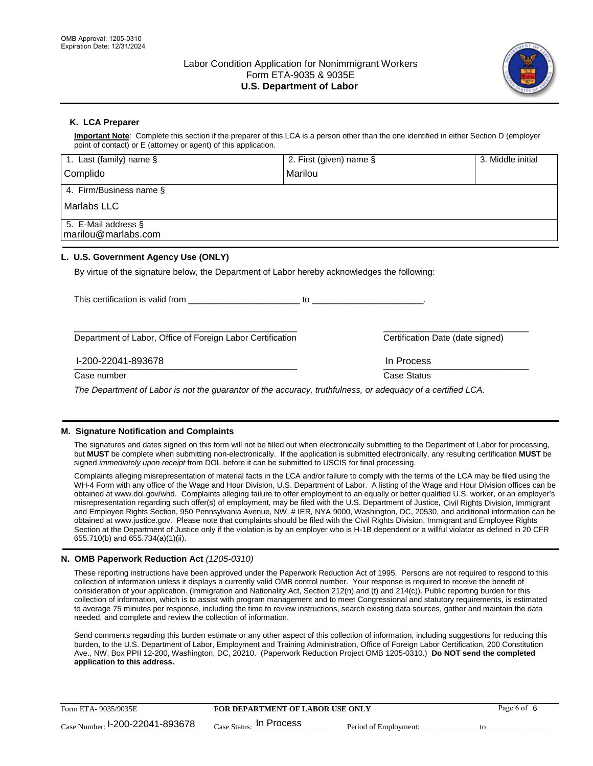OMB Approval: 1205-0310
Expiration Date: 12/31/2024

# Labor Condition Application for Nonimmigrant Workers
# Form ETA-9035 & 9035E
# U.S. Department of Labor

## K. LCA Preparer

**Important Note**: Complete this section if the preparer of this LCA is a person other than the one identified in either Section D (employer point of contact) or E (attorney or agent) of this application.

| 1. Last (family) name § | 2. First (given) name § | 3. Middle initial |
|---|---|---|
| Complido | Marilou | |
| 4. Firm/Business name § | | |
| Marlabs LLC | | |
| 5. E-Mail address § | | |
| marilou@marlabs.com | | |

## L. U.S. Government Agency Use (ONLY)

By virtue of the signature below, the Department of Labor hereby acknowledges the following:

This certification is valid from _______________________ to _______________________.

_______________________________________________ Department of Labor, Office of Foreign Labor Certification

_______________________________ Certification Date (date signed)

I-200-22041-893678
Case number

In Process
Case Status

*The Department of Labor is not the guarantor of the accuracy, truthfulness, or adequacy of a certified LCA.*

## M. Signature Notification and Complaints

The signatures and dates signed on this form will not be filled out when electronically submitting to the Department of Labor for processing, but **MUST** be complete when submitting non-electronically. If the application is submitted electronically, any resulting certification **MUST** be signed *immediately upon receipt* from DOL before it can be submitted to USCIS for final processing.

Complaints alleging misrepresentation of material facts in the LCA and/or failure to comply with the terms of the LCA may be filed using the WH-4 Form with any office of the Wage and Hour Division, U.S. Department of Labor. A listing of the Wage and Hour Division offices can be obtained at www.dol.gov/whd. Complaints alleging failure to offer employment to an equally or better qualified U.S. worker, or an employer's misrepresentation regarding such offer(s) of employment, may be filed with the U.S. Department of Justice, Civil Rights Division, Immigrant and Employee Rights Section, 950 Pennsylvania Avenue, NW, # IER, NYA 9000, Washington, DC, 20530, and additional information can be obtained at www.justice.gov. Please note that complaints should be filed with the Civil Rights Division, Immigrant and Employee Rights Section at the Department of Justice only if the violation is by an employer who is H-1B dependent or a willful violator as defined in 20 CFR 655.710(b) and 655.734(a)(1)(ii).

## N. OMB Paperwork Reduction Act *(1205-0310)*

These reporting instructions have been approved under the Paperwork Reduction Act of 1995. Persons are not required to respond to this collection of information unless it displays a currently valid OMB control number. Your response is required to receive the benefit of consideration of your application. (Immigration and Nationality Act, Section 212(n) and (t) and 214(c)). Public reporting burden for this collection of information, which is to assist with program management and to meet Congressional and statutory requirements, is estimated to average 75 minutes per response, including the time to review instructions, search existing data sources, gather and maintain the data needed, and complete and review the collection of information.

Send comments regarding this burden estimate or any other aspect of this collection of information, including suggestions for reducing this burden, to the U.S. Department of Labor, Employment and Training Administration, Office of Foreign Labor Certification, 200 Constitution Ave., NW, Box PPII 12-200, Washington, DC, 20210. (Paperwork Reduction Project OMB 1205-0310.) **Do NOT send the completed application to this address.**